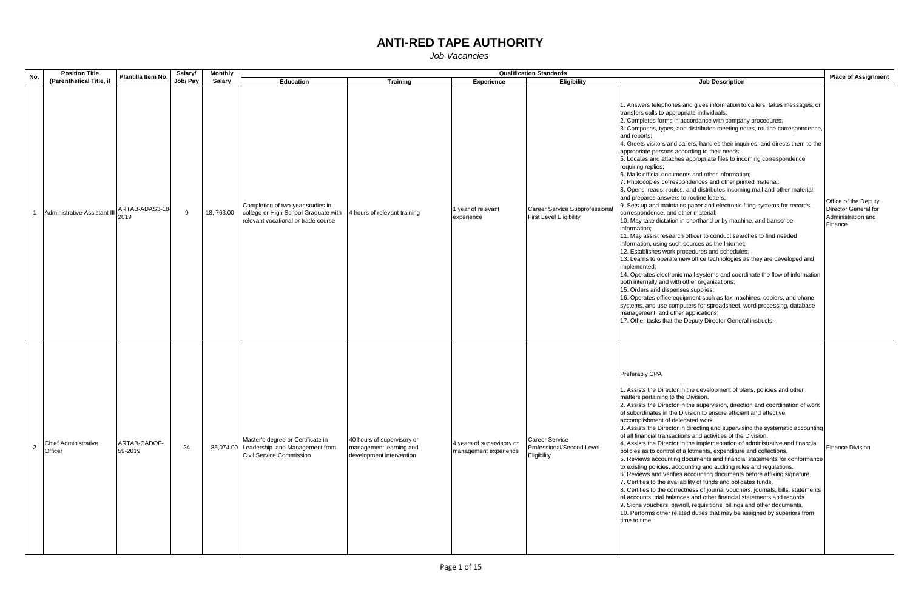# ANTI-RED TAPE AUTHORITY

*Job Vacancies*

| No. | Position Title (Parenthetical Title, if | Plantilla Item No. | Salary/ Job/ Pay | Monthly Salary | Qualification Standards | | | | | Place of Assignment |
|---|---|---|---|---|---|---|---|---|---|---|
| | | | | | Education | Training | Experience | Eligibility | Job Description | |
| 1 | Administrative Assistant III | ARTAB-ADAS3-18-2019 | 9 | 18, 763.00 | Completion of two-year studies in college or High School Graduate with relevant vocational or trade course | 4 hours of relevant training | 1 year of relevant experience | Career Service Subprofessional First Level Eligibility | 1. Answers telephones and gives information to callers, takes messages, or transfers calls to appropriate individuals;<br>2. Completes forms in accordance with company procedures;<br>3. Composes, types, and distributes meeting notes, routine correspondence, and reports;<br>4. Greets visitors and callers, handles their inquiries, and directs them to the appropriate persons according to their needs;<br>5. Locates and attaches appropriate files to incoming correspondence requiring replies;<br>6. Mails official documents and other information;<br>7. Photocopies correspondences and other printed material;<br>8. Opens, reads, routes, and distributes incoming mail and other material, and prepares answers to routine letters;<br>9. Sets up and maintains paper and electronic filing systems for records, correspondence, and other material;<br>10. May take dictation in shorthand or by machine, and transcribe information;<br>11. May assist research officer to conduct searches to find needed information, using such sources as the Internet;<br>12. Establishes work procedures and schedules;<br>13. Learns to operate new office technologies as they are developed and implemented;<br>14. Operates electronic mail systems and coordinate the flow of information both internally and with other organizations;<br>15. Orders and dispenses supplies;<br>16. Operates office equipment such as fax machines, copiers, and phone systems, and use computers for spreadsheet, word processing, database management, and other applications;<br>17. Other tasks that the Deputy Director General instructs. | Office of the Deputy Director General for Administration and Finance |
| 2 | Chief Administrative Officer | ARTAB-CADOF-59-2019 | 24 | 85,074.00 | Master's degree or Certificate in Leadership and Management from Civil Service Commission | 40 hours of supervisory or management learning and development intervention | 4 years of supervisory or management experience | Career Service Professional/Second Level Eligibility | Preferably CPA<br><br>1. Assists the Director in the development of plans, policies and other matters pertaining to the Division.<br>2. Assists the Director in the supervision, direction and coordination of work of subordinates in the Division to ensure efficient and effective accomplishment of delegated work.<br>3. Assists the Director in directing and supervising the systematic accounting of all financial transactions and activities of the Division.<br>4. Assists the Director in the implementation of administrative and financial policies as to control of allotments, expenditure and collections.<br>5. Reviews accounting documents and financial statements for conformance to existing policies, accounting and auditing rules and regulations.<br>6. Reviews and verifies accounting documents before affixing signature.<br>7. Certifies to the availability of funds and obligates funds.<br>8. Certifies to the correctness of journal vouchers, journals, bills, statements of accounts, trial balances and other financial statements and records.<br>9. Signs vouchers, payroll, requisitions, billings and other documents.<br>10. Performs other related duties that may be assigned by superiors from time to time. | Finance Division |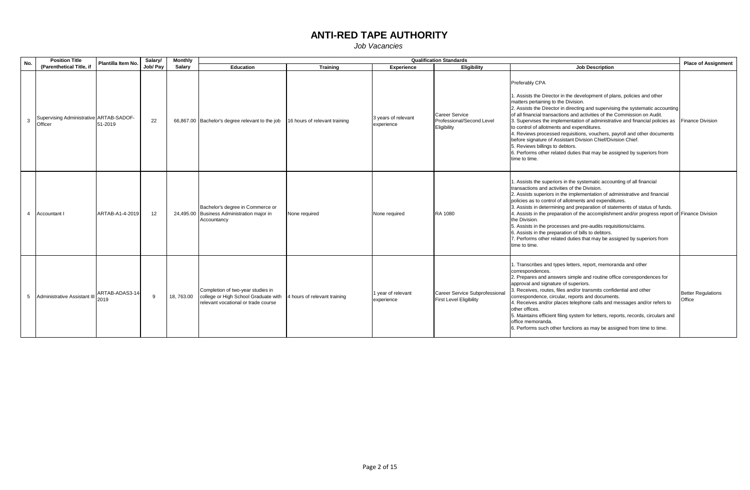# ANTI-RED TAPE AUTHORITY

*Job Vacancies*

| No. | Position Title (Parenthetical Title, if | Plantilla Item No. | Salary/ Job/ Pay | Monthly Salary | Qualification Standards | | | | | Place of Assignment |
|---|---|---|---|---|---|---|---|---|---|---|
| | | | | | Education | Training | Experience | Eligibility | Job Description | |
| 3 | Supervising Administrative Officer | ARTAB-SADOF-51-2019 | 22 | 66,867.00 | Bachelor's degree relevant to the job | 16 hours of relevant training | 3 years of relevant experience | Career Service Professional/Second Level Eligibility | Preferably CPA<br><br>1. Assists the Director in the development of plans, policies and other matters pertaining to the Division.<br>2. Assists the Director in directing and supervising the systematic accounting of all financial transactions and activities of the Commission on Audit.<br>3. Supervises the implementation of administrative and financial policies as to control of allotments and expenditures.<br>4. Reviews processed requisitions, vouchers, payroll and other documents before signature of Assistant Division Chief/Division Chief.<br>5. Reviews billings to debtors.<br>6. Performs other related duties that may be assigned by superiors from time to time. | Finance Division |
| 4 | Accountant I | ARTAB-A1-4-2019 | 12 | 24,495.00 | Bachelor's degree in Commerce or Business Administration major in Accountancy | None required | None required | RA 1080 | 1. Assists the superiors in the systematic accounting of all financial transactions and activities of the Division.<br>2. Assists superiors in the implementation of administrative and financial policies as to control of allotments and expenditures.<br>3. Assists in determining and preparation of statements of status of funds.<br>4. Assists in the preparation of the accomplishment and/or progress report of the Division.<br>5. Assists in the processes and pre-audits requisitions/claims.<br>6. Assists in the preparation of bills to debtors.<br>7. Performs other related duties that may be assigned by superiors from time to time. | Finance Division |
| 5 | Administrative Assistant III | ARTAB-ADAS3-14-2019 | 9 | 18, 763.00 | Completion of two-year studies in college or High School Graduate with relevant vocational or trade course | 4 hours of relevant training | 1 year of relevant experience | Career Service Subprofessional First Level Eligibility | 1. Transcribes and types letters, report, memoranda and other correspondences.<br>2. Prepares and answers simple and routine office correspondences for approval and signature of superiors.<br>3. Receives, routes, files and/or transmits confidential and other correspondence, circular, reports and documents.<br>4. Receives and/or places telephone calls and messages and/or refers to other offices.<br>5. Maintains efficient filing system for letters, reports, records, circulars and office memoranda.<br>6. Performs such other functions as may be assigned from time to time. | Better Regulations Office |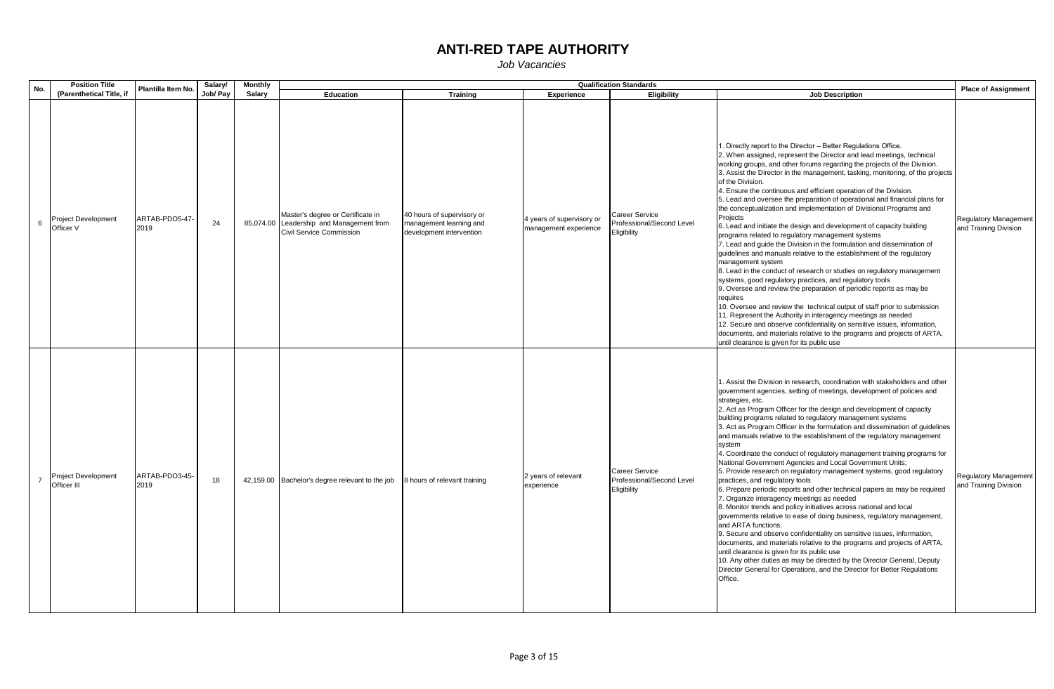# ANTI-RED TAPE AUTHORITY

*Job Vacancies*

| No. | Position Title (Parenthetical Title, if | Plantilla Item No. | Salary/ Job/ Pay | Monthly Salary | Qualification Standards | | | | | Place of Assignment |
|---|---|---|---|---|---|---|---|---|---|---|
| | | | | | Education | Training | Experience | Eligibility | Job Description | |
| 6 | Project Development Officer V | ARTAB-PDO5-47-2019 | 24 | 85,074.00 | Master's degree or Certificate in Leadership and Management from Civil Service Commission | 40 hours of supervisory or management learning and development intervention | 4 years of supervisory or management experience | Career Service Professional/Second Level Eligibility | 1. Directly report to the Director – Better Regulations Office.<br>2. When assigned, represent the Director and lead meetings, technical working groups, and other forums regarding the projects of the Division.<br>3. Assist the Director in the management, tasking, monitoring, of the projects of the Division.<br>4. Ensure the continuous and efficient operation of the Division.<br>5. Lead and oversee the preparation of operational and financial plans for the conceptualization and implementation of Divisional Programs and Projects<br>6. Lead and initiate the design and development of capacity building programs related to regulatory management systems<br>7. Lead and guide the Division in the formulation and dissemination of guidelines and manuals relative to the establishment of the regulatory management system<br>8. Lead in the conduct of research or studies on regulatory management systems, good regulatory practices, and regulatory tools<br>9. Oversee and review the preparation of periodic reports as may be requires<br>10. Oversee and review the technical output of staff prior to submission<br>11. Represent the Authority in interagency meetings as needed<br>12. Secure and observe confidentiality on sensitive issues, information, documents, and materials relative to the programs and projects of ARTA, until clearance is given for its public use | Regulatory Management and Training Division |
| 7 | Project Development Officer III | ARTAB-PDO3-45-2019 | 18 | 42,159.00 | Bachelor's degree relevant to the job | 8 hours of relevant training | 2 years of relevant experience | Career Service Professional/Second Level Eligibility | 1. Assist the Division in research, coordination with stakeholders and other government agencies, setting of meetings, development of policies and strategies, etc.<br>2. Act as Program Officer for the design and development of capacity building programs related to regulatory management systems<br>3. Act as Program Officer in the formulation and dissemination of guidelines and manuals relative to the establishment of the regulatory management system<br>4. Coordinate the conduct of regulatory management training programs for National Government Agencies and Local Government Units;<br>5. Provide research on regulatory management systems, good regulatory practices, and regulatory tools<br>6. Prepare periodic reports and other technical papers as may be required<br>7. Organize interagency meetings as needed<br>8. Monitor trends and policy initiatives across national and local governments relative to ease of doing business, regulatory management, and ARTA functions.<br>9. Secure and observe confidentiality on sensitive issues, information, documents, and materials relative to the programs and projects of ARTA, until clearance is given for its public use<br>10. Any other duties as may be directed by the Director General, Deputy Director General for Operations, and the Director for Better Regulations Office. | Regulatory Management and Training Division |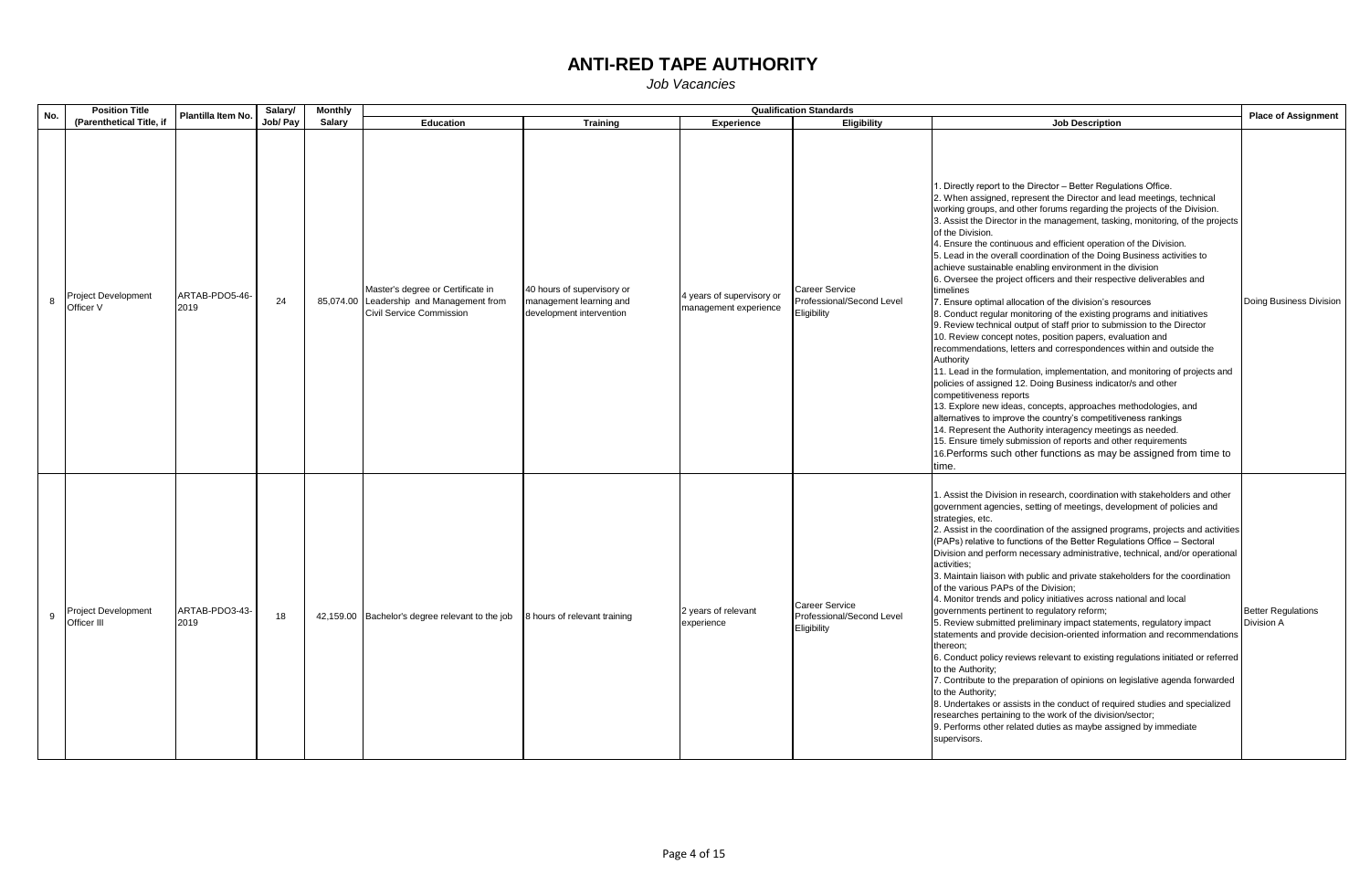# ANTI-RED TAPE AUTHORITY

*Job Vacancies*

| No. | Position Title (Parenthetical Title, if | Plantilla Item No. | Salary/ Job/ Pay | Monthly Salary | Qualification Standards | | | | | Place of Assignment |
|---|---|---|---|---|---|---|---|---|---|---|
| | | | | | Education | Training | Experience | Eligibility | Job Description | |
| 8 | Project Development Officer V | ARTAB-PDO5-46-2019 | 24 | 85,074.00 | Master's degree or Certificate in Leadership and Management from Civil Service Commission | 40 hours of supervisory or management learning and development intervention | 4 years of supervisory or management experience | Career Service Professional/Second Level Eligibility | 1. Directly report to the Director – Better Regulations Office.<br>2. When assigned, represent the Director and lead meetings, technical working groups, and other forums regarding the projects of the Division.<br>3. Assist the Director in the management, tasking, monitoring, of the projects of the Division.<br>4. Ensure the continuous and efficient operation of the Division.<br>5. Lead in the overall coordination of the Doing Business activities to achieve sustainable enabling environment in the division<br>6. Oversee the project officers and their respective deliverables and timelines<br>7. Ensure optimal allocation of the division's resources<br>8. Conduct regular monitoring of the existing programs and initiatives<br>9. Review technical output of staff prior to submission to the Director<br>10. Review concept notes, position papers, evaluation and recommendations, letters and correspondences within and outside the Authority<br>11. Lead in the formulation, implementation, and monitoring of projects and policies of assigned 12. Doing Business indicator/s and other competitiveness reports<br>13. Explore new ideas, concepts, approaches methodologies, and alternatives to improve the country's competitiveness rankings<br>14. Represent the Authority interagency meetings as needed.<br>15. Ensure timely submission of reports and other requirements<br>16.Performs such other functions as may be assigned from time to time. | Doing Business Division |
| 9 | Project Development Officer III | ARTAB-PDO3-43-2019 | 18 | 42,159.00 | Bachelor's degree relevant to the job | 8 hours of relevant training | 2 years of relevant experience | Career Service Professional/Second Level Eligibility | 1. Assist the Division in research, coordination with stakeholders and other government agencies, setting of meetings, development of policies and strategies, etc.<br>2. Assist in the coordination of the assigned programs, projects and activities (PAPs) relative to functions of the Better Regulations Office – Sectoral Division and perform necessary administrative, technical, and/or operational activities;<br>3. Maintain liaison with public and private stakeholders for the coordination of the various PAPs of the Division;<br>4. Monitor trends and policy initiatives across national and local governments pertinent to regulatory reform;<br>5. Review submitted preliminary impact statements, regulatory impact statements and provide decision-oriented information and recommendations thereon;<br>6. Conduct policy reviews relevant to existing regulations initiated or referred to the Authority;<br>7. Contribute to the preparation of opinions on legislative agenda forwarded to the Authority;<br>8. Undertakes or assists in the conduct of required studies and specialized researches pertaining to the work of the division/sector;<br>9. Performs other related duties as maybe assigned by immediate supervisors. | Better Regulations Division A |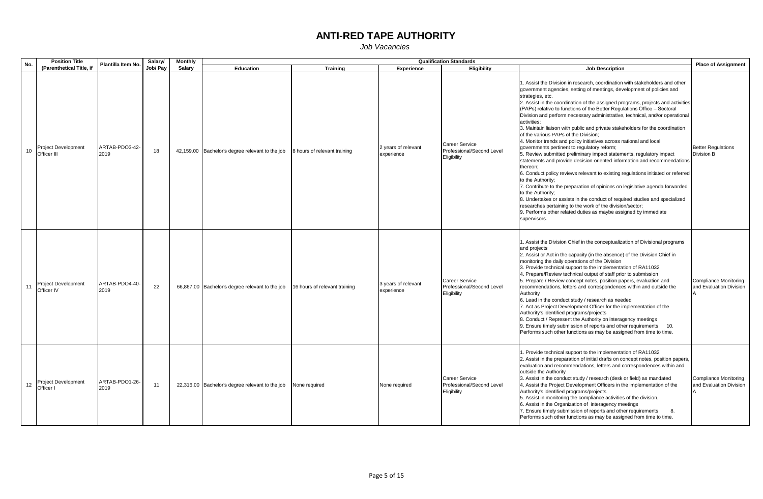# ANTI-RED TAPE AUTHORITY

*Job Vacancies*

| No. | Position Title (Parenthetical Title, if | Plantilla Item No. | Salary/ Job/ Pay | Monthly Salary | Qualification Standards | | | | | Place of Assignment |
|---|---|---|---|---|---|---|---|---|---|---|
| | | | | | Education | Training | Experience | Eligibility | Job Description | |
| 10 | Project Development Officer III | ARTAB-PDO3-42-2019 | 18 | 42,159.00 | Bachelor's degree relevant to the job | 8 hours of relevant training | 2 years of relevant experience | Career Service Professional/Second Level Eligibility | 1. Assist the Division in research, coordination with stakeholders and other government agencies, setting of meetings, development of policies and strategies, etc.<br>2. Assist in the coordination of the assigned programs, projects and activities (PAPs) relative to functions of the Better Regulations Office – Sectoral Division and perform necessary administrative, technical, and/or operational activities;<br>3. Maintain liaison with public and private stakeholders for the coordination of the various PAPs of the Division;<br>4. Monitor trends and policy initiatives across national and local governments pertinent to regulatory reform;<br>5. Review submitted preliminary impact statements, regulatory impact statements and provide decision-oriented information and recommendations thereon;<br>6. Conduct policy reviews relevant to existing regulations initiated or referred to the Authority;<br>7. Contribute to the preparation of opinions on legislative agenda forwarded to the Authority;<br>8. Undertakes or assists in the conduct of required studies and specialized researches pertaining to the work of the division/sector;<br>9. Performs other related duties as maybe assigned by immediate supervisors. | Better Regulations Division B |
| 11 | Project Development Officer IV | ARTAB-PDO4-40-2019 | 22 | 66,867.00 | Bachelor's degree relevant to the job | 16 hours of relevant training | 3 years of relevant experience | Career Service Professional/Second Level Eligibility | 1. Assist the Division Chief in the conceptualization of Divisional programs and projects<br>2. Assist or Act in the capacity (in the absence) of the Division Chief in monitoring the daily operations of the Division<br>3. Provide technical support to the implementation of RA11032<br>4. Prepare/Review technical output of staff prior to submission<br>5. Prepare / Review concept notes, position papers, evaluation and recommendations, letters and correspondences within and outside the Authority<br>6. Lead in the conduct study / research as needed<br>7. Act as Project Development Officer for the implementation of the Authority's identified programs/projects<br>8. Conduct / Represent the Authority on interagency meetings<br>9. Ensure timely submission of reports and other requirements 10. Performs such other functions as may be assigned from time to time. | Compliance Monitoring and Evaluation Division A |
| 12 | Project Development Officer I | ARTAB-PDO1-26-2019 | 11 | 22,316.00 | Bachelor's degree relevant to the job | None required | None required | Career Service Professional/Second Level Eligibility | 1. Provide technical support to the implementation of RA11032<br>2. Assist in the preparation of initial drafts on concept notes, position papers, evaluation and recommendations, letters and correspondences within and outside the Authority<br>3. Assist in the conduct study / research (desk or field) as mandated<br>4. Assist the Project Development Officers in the implementation of the Authority's identified programs/projects<br>5. Assist in monitoring the compliance activities of the division.<br>6. Assist in the Organization of interagency meetings<br>7. Ensure timely submission of reports and other requirements 8. Performs such other functions as may be assigned from time to time. | Compliance Monitoring and Evaluation Division A |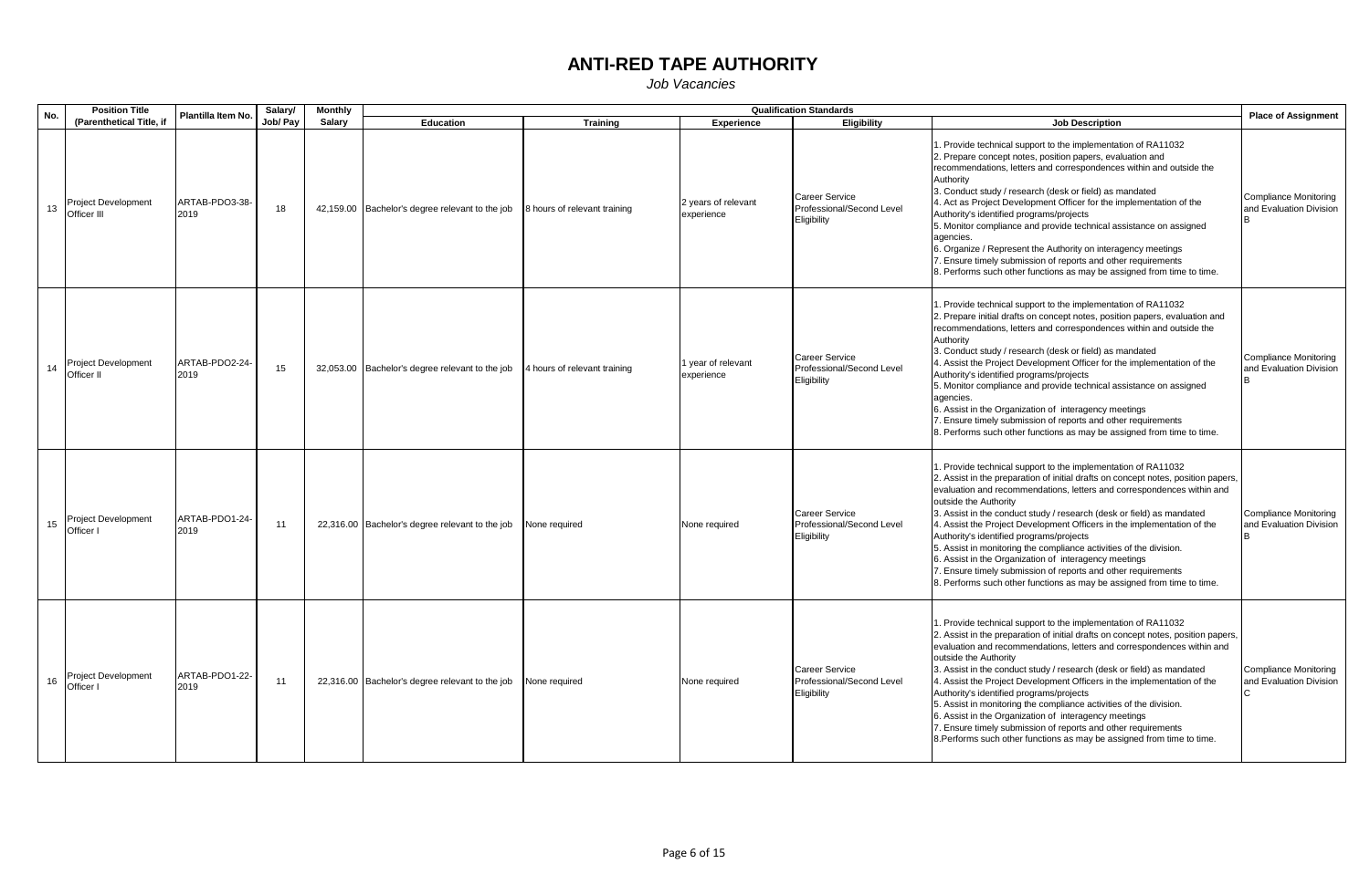# ANTI-RED TAPE AUTHORITY

*Job Vacancies*

| No. | Position Title (Parenthetical Title, if | Plantilla Item No. | Salary/ Job/ Pay | Monthly Salary | Qualification Standards | | | | | Place of Assignment |
|---|---|---|---|---|---|---|---|---|---|---|
| | | | | | Education | Training | Experience | Eligibility | Job Description | |
| 13 | Project Development Officer III | ARTAB-PDO3-38-2019 | 18 | 42,159.00 | Bachelor's degree relevant to the job | 8 hours of relevant training | 2 years of relevant experience | Career Service Professional/Second Level Eligibility | 1. Provide technical support to the implementation of RA11032<br>2. Prepare concept notes, position papers, evaluation and recommendations, letters and correspondences within and outside the Authority<br>3. Conduct study / research (desk or field) as mandated<br>4. Act as Project Development Officer for the implementation of the Authority's identified programs/projects<br>5. Monitor compliance and provide technical assistance on assigned agencies.<br>6. Organize / Represent the Authority on interagency meetings<br>7. Ensure timely submission of reports and other requirements<br>8. Performs such other functions as may be assigned from time to time. | Compliance Monitoring and Evaluation Division B |
| 14 | Project Development Officer II | ARTAB-PDO2-24-2019 | 15 | 32,053.00 | Bachelor's degree relevant to the job | 4 hours of relevant training | 1 year of relevant experience | Career Service Professional/Second Level Eligibility | 1. Provide technical support to the implementation of RA11032<br>2. Prepare initial drafts on concept notes, position papers, evaluation and recommendations, letters and correspondences within and outside the Authority<br>3. Conduct study / research (desk or field) as mandated<br>4. Assist the Project Development Officer for the implementation of the Authority's identified programs/projects<br>5. Monitor compliance and provide technical assistance on assigned agencies.<br>6. Assist in the Organization of interagency meetings<br>7. Ensure timely submission of reports and other requirements<br>8. Performs such other functions as may be assigned from time to time. | Compliance Monitoring and Evaluation Division B |
| 15 | Project Development Officer I | ARTAB-PDO1-24-2019 | 11 | 22,316.00 | Bachelor's degree relevant to the job | None required | None required | Career Service Professional/Second Level Eligibility | 1. Provide technical support to the implementation of RA11032<br>2. Assist in the preparation of initial drafts on concept notes, position papers, evaluation and recommendations, letters and correspondences within and outside the Authority<br>3. Assist in the conduct study / research (desk or field) as mandated<br>4. Assist the Project Development Officers in the implementation of the Authority's identified programs/projects<br>5. Assist in monitoring the compliance activities of the division.<br>6. Assist in the Organization of interagency meetings<br>7. Ensure timely submission of reports and other requirements<br>8. Performs such other functions as may be assigned from time to time. | Compliance Monitoring and Evaluation Division B |
| 16 | Project Development Officer I | ARTAB-PDO1-22-2019 | 11 | 22,316.00 | Bachelor's degree relevant to the job | None required | None required | Career Service Professional/Second Level Eligibility | 1. Provide technical support to the implementation of RA11032<br>2. Assist in the preparation of initial drafts on concept notes, position papers, evaluation and recommendations, letters and correspondences within and outside the Authority<br>3. Assist in the conduct study / research (desk or field) as mandated<br>4. Assist the Project Development Officers in the implementation of the Authority's identified programs/projects<br>5. Assist in monitoring the compliance activities of the division.<br>6. Assist in the Organization of interagency meetings<br>7. Ensure timely submission of reports and other requirements<br>8.Performs such other functions as may be assigned from time to time. | Compliance Monitoring and Evaluation Division C |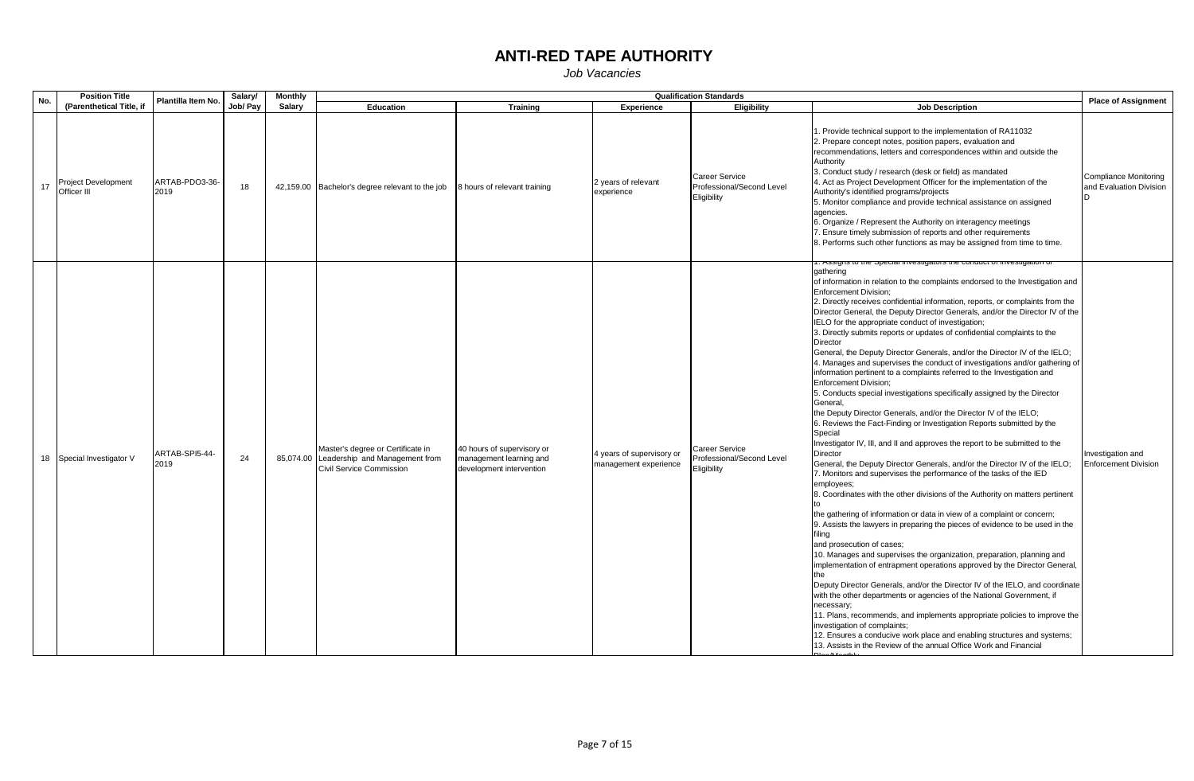# ANTI-RED TAPE AUTHORITY

*Job Vacancies*

| No. | Position Title (Parenthetical Title, if | Plantilla Item No. | Salary/ Job/ Pay | Monthly Salary | Qualification Standards | | | | | Place of Assignment |
|---|---|---|---|---|---|---|---|---|---|---|
| | | | | | Education | Training | Experience | Eligibility | Job Description | |
| 17 | Project Development Officer III | ARTAB-PDO3-36-2019 | 18 | 42,159.00 | Bachelor's degree relevant to the job | 8 hours of relevant training | 2 years of relevant experience | Career Service Professional/Second Level Eligibility | 1. Provide technical support to the implementation of RA11032<br>2. Prepare concept notes, position papers, evaluation and recommendations, letters and correspondences within and outside the Authority<br>3. Conduct study / research (desk or field) as mandated<br>4. Act as Project Development Officer for the implementation of the Authority's identified programs/projects<br>5. Monitor compliance and provide technical assistance on assigned agencies.<br>6. Organize / Represent the Authority on interagency meetings<br>7. Ensure timely submission of reports and other requirements<br>8. Performs such other functions as may be assigned from time to time. | Compliance Monitoring and Evaluation Division D |
| 18 | Special Investigator V | ARTAB-SPI5-44-2019 | 24 | 85,074.00 | Master's degree or Certificate in Leadership and Management from Civil Service Commission | 40 hours of supervisory or management learning and development intervention | 4 years of supervisory or management experience | Career Service Professional/Second Level Eligibility | 1. Assigns to the Special Investigators the conduct of investigation or gathering of information in relation to the complaints endorsed to the Investigation and Enforcement Division;<br>2. Directly receives confidential information, reports, or complaints from the Director General, the Deputy Director Generals, and/or the Director IV of the IELO for the appropriate conduct of investigation;<br>3. Directly submits reports or updates of confidential complaints to the Director General, the Deputy Director Generals, and/or the Director IV of the IELO;<br>4. Manages and supervises the conduct of investigations and/or gathering of information pertinent to a complaints referred to the Investigation and Enforcement Division;<br>5. Conducts special investigations specifically assigned by the Director General, the Deputy Director Generals, and/or the Director IV of the IELO;<br>6. Reviews the Fact-Finding or Investigation Reports submitted by the Special Investigator IV, III, and II and approves the report to be submitted to the Director General, the Deputy Director Generals, and/or the Director IV of the IELO;<br>7. Monitors and supervises the performance of the tasks of the IED employees;<br>8. Coordinates with the other divisions of the Authority on matters pertinent to the gathering of information or data in view of a complaint or concern;<br>9. Assists the lawyers in preparing the pieces of evidence to be used in the filing and prosecution of cases;<br>10. Manages and supervises the organization, preparation, planning and implementation of entrapment operations approved by the Director General, the Deputy Director Generals, and/or the Director IV of the IELO, and coordinate with the other departments or agencies of the National Government, if necessary;<br>11. Plans, recommends, and implements appropriate policies to improve the investigation of complaints;<br>12. Ensures a conducive work place and enabling structures and systems;<br>13. Assists in the Review of the annual Office Work and Financial Plan/Monthly | Investigation and Enforcement Division |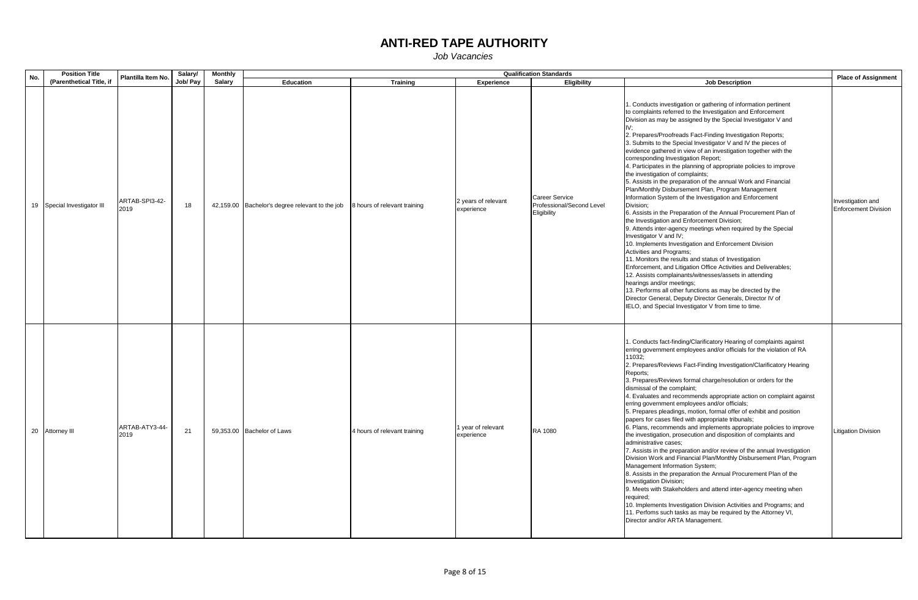# ANTI-RED TAPE AUTHORITY

*Job Vacancies*

| No. | Position Title (Parenthetical Title, if | Plantilla Item No. | Salary/ Job/ Pay | Monthly Salary | Qualification Standards | | | | | Place of Assignment |
|---|---|---|---|---|---|---|---|---|---|---|
| | | | | | Education | Training | Experience | Eligibility | Job Description | |
| 19 | Special Investigator III | ARTAB-SPI3-42-2019 | 18 | 42,159.00 | Bachelor's degree relevant to the job | 8 hours of relevant training | 2 years of relevant experience | Career Service Professional/Second Level Eligibility | 1. Conducts investigation or gathering of information pertinent to complaints referred to the Investigation and Enforcement Division as may be assigned by the Special Investigator V and IV;<br>2. Prepares/Proofreads Fact-Finding Investigation Reports;<br>3. Submits to the Special Investigator V and IV the pieces of evidence gathered in view of an investigation together with the corresponding Investigation Report;<br>4. Participates in the planning of appropriate policies to improve the investigation of complaints;<br>5. Assists in the preparation of the annual Work and Financial Plan/Monthly Disbursement Plan, Program Management Information System of the Investigation and Enforcement Division;<br>6. Assists in the Preparation of the Annual Procurement Plan of the Investigation and Enforcement Division;<br>9. Attends inter-agency meetings when required by the Special Investigator V and IV;<br>10. Implements Investigation and Enforcement Division Activities and Programs;<br>11. Monitors the results and status of Investigation Enforcement, and Litigation Office Activities and Deliverables;<br>12. Assists complainants/witnesses/assets in attending hearings and/or meetings;<br>13. Performs all other functions as may be directed by the Director General, Deputy Director Generals, Director IV of IELO, and Special Investigator V from time to time. | Investigation and Enforcement Division |
| 20 | Attorney III | ARTAB-ATY3-44-2019 | 21 | 59,353.00 | Bachelor of Laws | 4 hours of relevant training | 1 year of relevant experience | RA 1080 | 1. Conducts fact-finding/Clarificatory Hearing of complaints against erring government employees and/or officials for the violation of RA 11032;<br>2. Prepares/Reviews Fact-Finding Investigation/Clarificatory Hearing Reports;<br>3. Prepares/Reviews formal charge/resolution or orders for the dismissal of the complaint;<br>4. Evaluates and recommends appropriate action on complaint against erring government employees and/or officials;<br>5. Prepares pleadings, motion, formal offer of exhibit and position papers for cases filed with appropriate tribunals;<br>6. Plans, recommends and implements appropriate policies to improve the investigation, prosecution and disposition of complaints and administrative cases;<br>7. Assists in the preparation and/or review of the annual Investigation Division Work and Financial Plan/Monthly Disbursement Plan, Program Management Information System;<br>8. Assists in the preparation the Annual Procurement Plan of the Investigation Division;<br>9. Meets with Stakeholders and attend inter-agency meeting when required;<br>10. Implements Investigation Division Activities and Programs; and<br>11. Perfoms such tasks as may be required by the Attorney VI, Director and/or ARTA Management. | Litigation Division |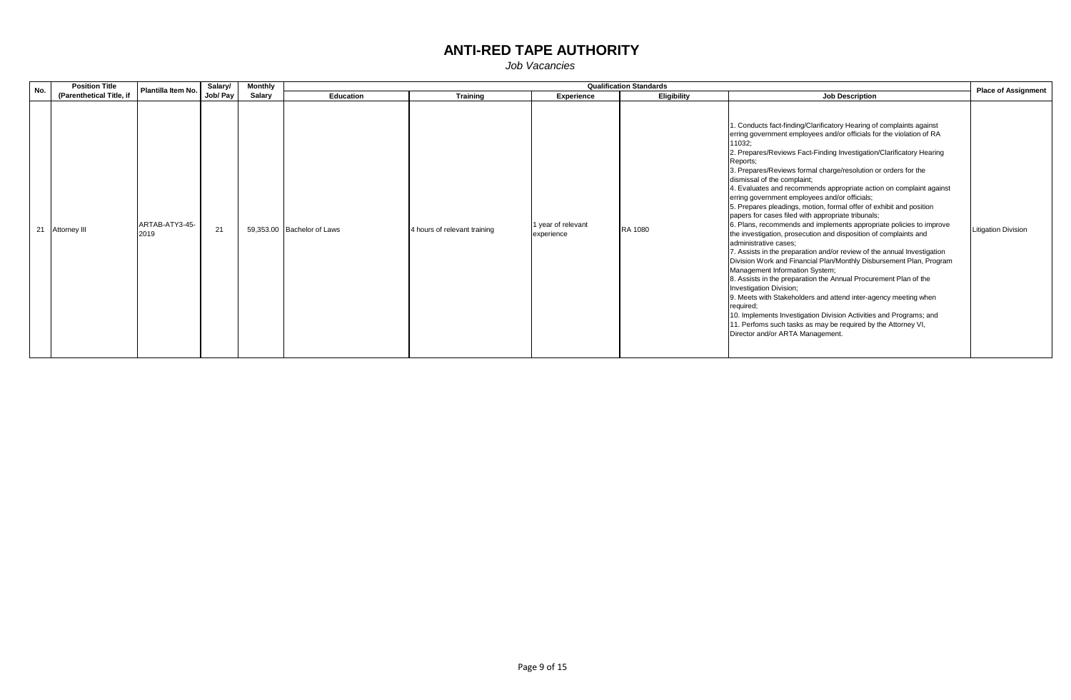# ANTI-RED TAPE AUTHORITY

*Job Vacancies*

| No. | Position Title (Parenthetical Title, if | Plantilla Item No. | Salary/ Job/ Pay | Monthly Salary | Qualification Standards | | | | | Place of Assignment |
|---|---|---|---|---|---|---|---|---|---|---|
| | | | | | Education | Training | Experience | Eligibility | Job Description | |
| 21 | Attorney III | ARTAB-ATY3-45-2019 | 21 | 59,353.00 | Bachelor of Laws | 4 hours of relevant training | 1 year of relevant experience | RA 1080 | 1. Conducts fact-finding/Clarificatory Hearing of complaints against erring government employees and/or officials for the violation of RA 11032;<br>2. Prepares/Reviews Fact-Finding Investigation/Clarificatory Hearing Reports;<br>3. Prepares/Reviews formal charge/resolution or orders for the dismissal of the complaint;<br>4. Evaluates and recommends appropriate action on complaint against erring government employees and/or officials;<br>5. Prepares pleadings, motion, formal offer of exhibit and position papers for cases filed with appropriate tribunals;<br>6. Plans, recommends and implements appropriate policies to improve the investigation, prosecution and disposition of complaints and administrative cases;<br>7. Assists in the preparation and/or review of the annual Investigation Division Work and Financial Plan/Monthly Disbursement Plan, Program Management Information System;<br>8. Assists in the preparation the Annual Procurement Plan of the Investigation Division;<br>9. Meets with Stakeholders and attend inter-agency meeting when required;<br>10. Implements Investigation Division Activities and Programs; and<br>11. Perfoms such tasks as may be required by the Attorney VI, Director and/or ARTA Management. | Litigation Division |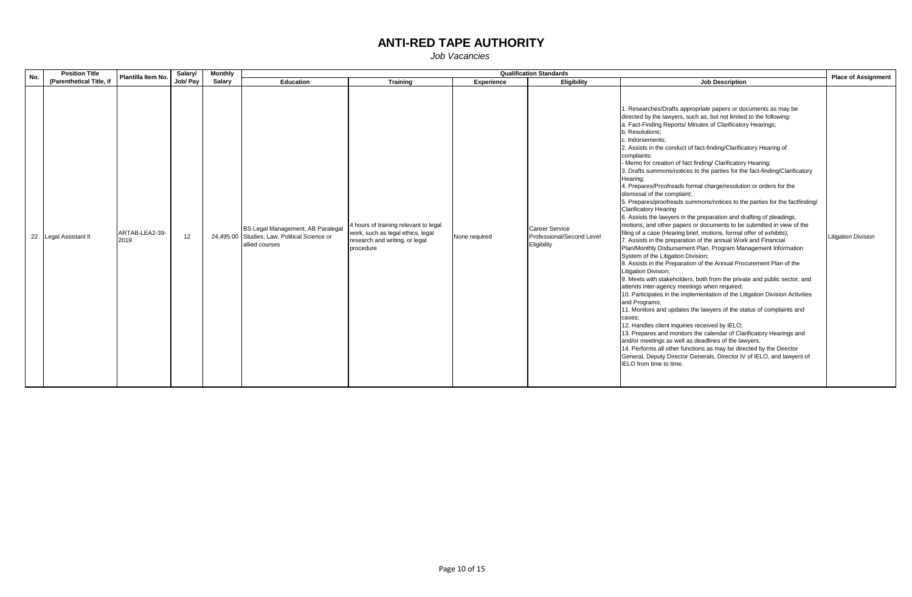# ANTI-RED TAPE AUTHORITY

*Job Vacancies*

| No. | Position Title (Parenthetical Title, if | Plantilla Item No. | Salary/ Job/ Pay | Monthly Salary | Qualification Standards | | | | | Place of Assignment |
|---|---|---|---|---|---|---|---|---|---|---|
| | | | | | Education | Training | Experience | Eligibility | Job Description | |
| 22 | Legal Assistant II | ARTAB-LEA2-39-2019 | 12 | 24,495.00 | BS Legal Management, AB Paralegal Studies, Law, Political Science or allied courses | 4 hours of training relevant to legal work, such as legal ethics, legal research and writing, or legal procedure | None required | Career Service Professional/Second Level Eligibility | 1. Researches/Drafts appropriate papers or documents as may be directed by the lawyers, such as, but not limited to the following:<br>a. Fact-Finding Reports/ Minutes of Clarificatory Hearings;<br>b. Resolutions;<br>c. Indorsements;<br>2. Assists in the conduct of fact-finding/Clarificatory Hearing of complaints:<br>- Memo for creation of fact finding/ Clarificatory Hearing;<br>3. Drafts summons/notices to the parties for the fact-finding/Clarificatory Hearing;<br>4. Prepares/Proofreads formal charge/resolution or orders for the dismissal of the complaint;<br>5. Prepares/proofreads summons/notices to the parties for the factfinding/ Clarificatory Hearing<br>6. Assists the lawyers in the preparation and drafting of pleadings, motions, and other papers or documents to be submitted in view of the filing of a case (Hearing brief, motions, formal offer of exhibits);<br>7. Assists in the preparation of the annual Work and Financial Plan/Monthly Disbursement Plan, Program Management Information System of the Litigation Division;<br>8. Assists in the Preparation of the Annual Procurement Plan of the Litigation Division;<br>9. Meets with stakeholders, both from the private and public sector, and attends inter-agency meetings when required;<br>10. Participates in the implementation of the Litigation Division Activities and Programs;<br>11. Monitors and updates the lawyers of the status of complaints and cases;<br>12. Handles client inquiries received by IELO;<br>13. Prepares and monitors the calendar of Clarificatory Hearings and and/or meetings as well as deadlines of the lawyers.<br>14. Performs all other functions as may be directed by the Director General, Deputy Director Generals, Director IV of IELO, and lawyers of IELO from time to time. | Litigation Division |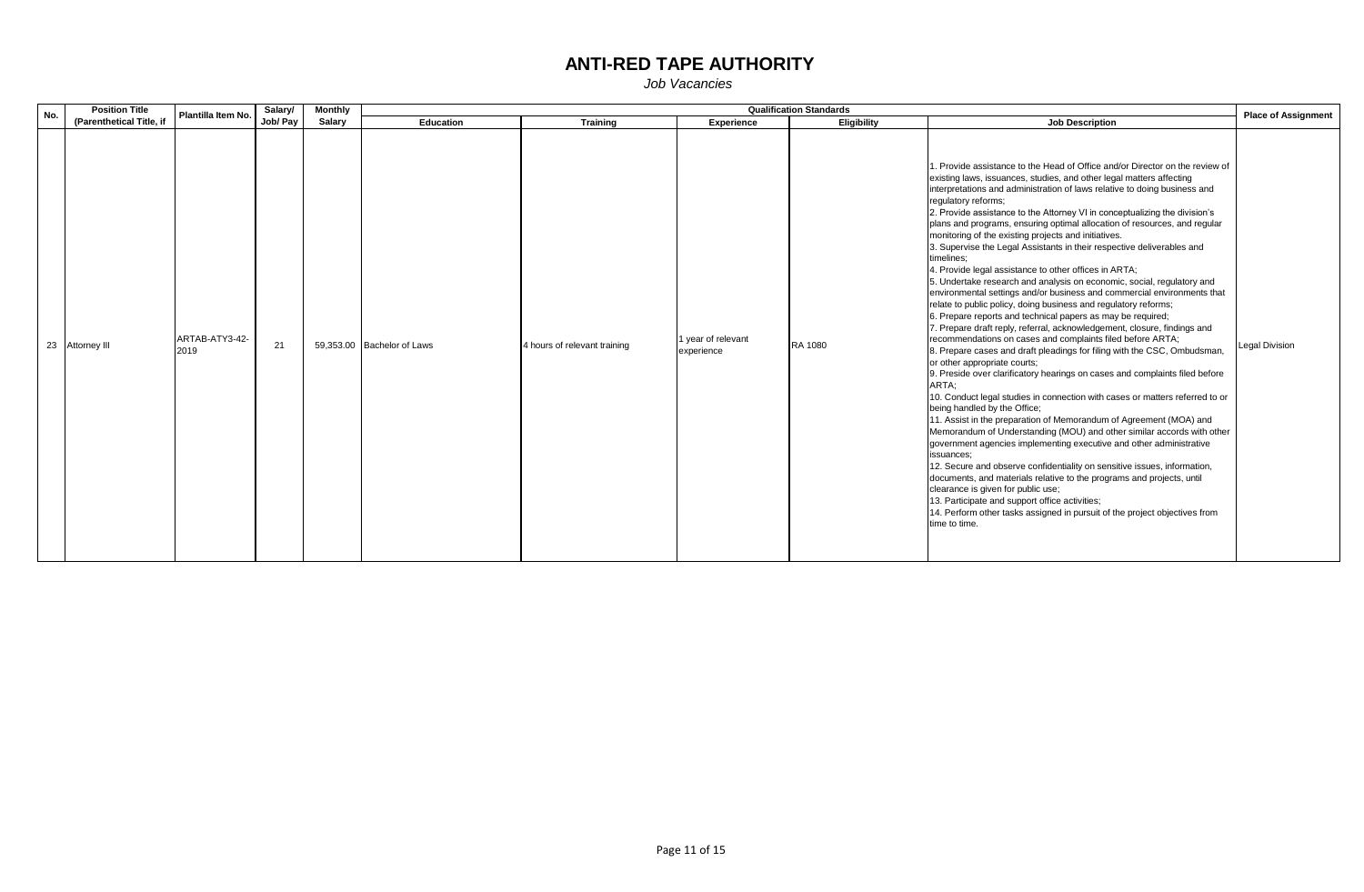# ANTI-RED TAPE AUTHORITY

*Job Vacancies*

| No. | Position Title (Parenthetical Title, if | Plantilla Item No. | Salary/ Job/ Pay | Monthly Salary | Qualification Standards | | | | | Place of Assignment |
|---|---|---|---|---|---|---|---|---|---|---|
| | | | | | Education | Training | Experience | Eligibility | Job Description | |
| 23 | Attorney III | ARTAB-ATY3-42-2019 | 21 | 59,353.00 | Bachelor of Laws | 4 hours of relevant training | 1 year of relevant experience | RA 1080 | 1. Provide assistance to the Head of Office and/or Director on the review of existing laws, issuances, studies, and other legal matters affecting interpretations and administration of laws relative to doing business and regulatory reforms;<br>2. Provide assistance to the Attorney VI in conceptualizing the division's plans and programs, ensuring optimal allocation of resources, and regular monitoring of the existing projects and initiatives.<br>3. Supervise the Legal Assistants in their respective deliverables and timelines;<br>4. Provide legal assistance to other offices in ARTA;<br>5. Undertake research and analysis on economic, social, regulatory and environmental settings and/or business and commercial environments that relate to public policy, doing business and regulatory reforms;<br>6. Prepare reports and technical papers as may be required;<br>7. Prepare draft reply, referral, acknowledgement, closure, findings and recommendations on cases and complaints filed before ARTA;<br>8. Prepare cases and draft pleadings for filing with the CSC, Ombudsman, or other appropriate courts;<br>9. Preside over clarificatory hearings on cases and complaints filed before ARTA;<br>10. Conduct legal studies in connection with cases or matters referred to or being handled by the Office;<br>11. Assist in the preparation of Memorandum of Agreement (MOA) and Memorandum of Understanding (MOU) and other similar accords with other government agencies implementing executive and other administrative issuances;<br>12. Secure and observe confidentiality on sensitive issues, information, documents, and materials relative to the programs and projects, until clearance is given for public use;<br>13. Participate and support office activities;<br>14. Perform other tasks assigned in pursuit of the project objectives from time to time. | Legal Division |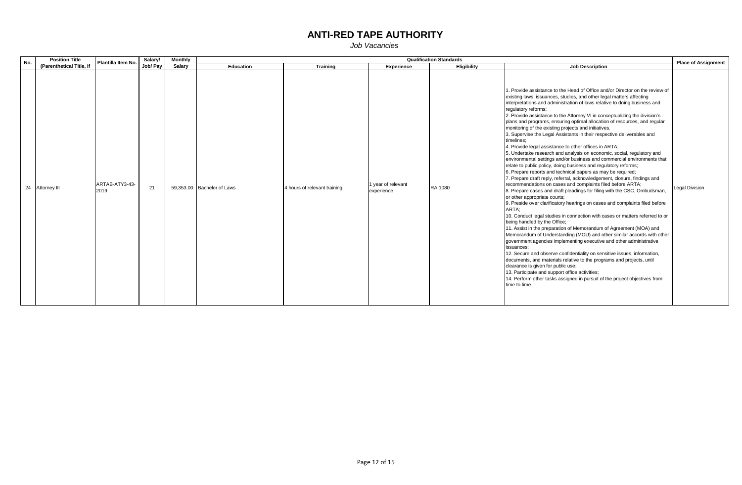# ANTI-RED TAPE AUTHORITY

*Job Vacancies*

| No. | Position Title (Parenthetical Title, if | Plantilla Item No. | Salary/ Job/ Pay | Monthly Salary | Qualification Standards | | | | | Place of Assignment |
|---|---|---|---|---|---|---|---|---|---|---|
| | | | | | Education | Training | Experience | Eligibility | Job Description | |
| 24 | Attorney III | ARTAB-ATY3-43-2019 | 21 | 59,353.00 | Bachelor of Laws | 4 hours of relevant training | 1 year of relevant experience | RA 1080 | 1. Provide assistance to the Head of Office and/or Director on the review of existing laws, issuances, studies, and other legal matters affecting interpretations and administration of laws relative to doing business and regulatory reforms;<br>2. Provide assistance to the Attorney VI in conceptualizing the division's plans and programs, ensuring optimal allocation of resources, and regular monitoring of the existing projects and initiatives.<br>3. Supervise the Legal Assistants in their respective deliverables and timelines;<br>4. Provide legal assistance to other offices in ARTA;<br>5. Undertake research and analysis on economic, social, regulatory and environmental settings and/or business and commercial environments that relate to public policy, doing business and regulatory reforms;<br>6. Prepare reports and technical papers as may be required;<br>7. Prepare draft reply, referral, acknowledgement, closure, findings and recommendations on cases and complaints filed before ARTA;<br>8. Prepare cases and draft pleadings for filing with the CSC, Ombudsman, or other appropriate courts;<br>9. Preside over clarificatory hearings on cases and complaints filed before ARTA;<br>10. Conduct legal studies in connection with cases or matters referred to or being handled by the Office;<br>11. Assist in the preparation of Memorandum of Agreement (MOA) and Memorandum of Understanding (MOU) and other similar accords with other government agencies implementing executive and other administrative issuances;<br>12. Secure and observe confidentiality on sensitive issues, information, documents, and materials relative to the programs and projects, until clearance is given for public use;<br>13. Participate and support office activities;<br>14. Perform other tasks assigned in pursuit of the project objectives from time to time. | Legal Division |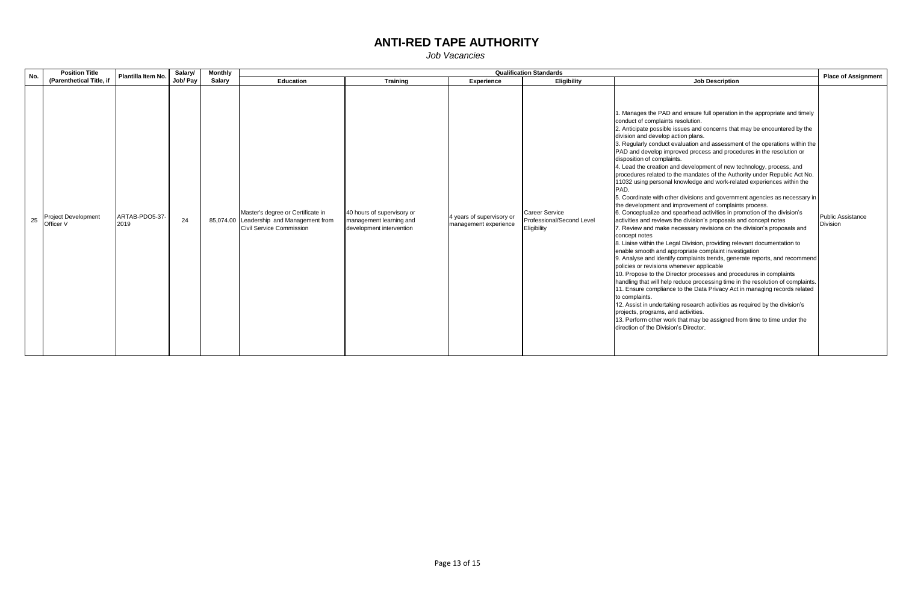# ANTI-RED TAPE AUTHORITY

*Job Vacancies*

| No. | Position Title (Parenthetical Title, if | Plantilla Item No. | Salary/ Job/ Pay | Monthly Salary | Qualification Standards | | | | Job Description | Place of Assignment |
|---|---|---|---|---|---|---|---|---|---|---|
| | | | | | Education | Training | Experience | Eligibility | | |
| 25 | Project Development Officer V | ARTAB-PDO5-37-2019 | 24 | 85,074.00 | Master's degree or Certificate in Leadership and Management from Civil Service Commission | 40 hours of supervisory or management learning and development intervention | 4 years of supervisory or management experience | Career Service Professional/Second Level Eligibility | 1. Manages the PAD and ensure full operation in the appropriate and timely conduct of complaints resolution.<br>2. Anticipate possible issues and concerns that may be encountered by the division and develop action plans.<br>3. Regularly conduct evaluation and assessment of the operations within the PAD and develop improved process and procedures in the resolution or disposition of complaints.<br>4. Lead the creation and development of new technology, process, and procedures related to the mandates of the Authority under Republic Act No. 11032 using personal knowledge and work-related experiences within the PAD.<br>5. Coordinate with other divisions and government agencies as necessary in the development and improvement of complaints process.<br>6. Conceptualize and spearhead activities in promotion of the division's activities and reviews the division's proposals and concept notes<br>7. Review and make necessary revisions on the division's proposals and concept notes<br>8. Liaise within the Legal Division, providing relevant documentation to enable smooth and appropriate complaint investigation<br>9. Analyse and identify complaints trends, generate reports, and recommend policies or revisions whenever applicable<br>10. Propose to the Director processes and procedures in complaints handling that will help reduce processing time in the resolution of complaints.<br>11. Ensure compliance to the Data Privacy Act in managing records related to complaints.<br>12. Assist in undertaking research activities as required by the division's projects, programs, and activities.<br>13. Perform other work that may be assigned from time to time under the direction of the Division's Director. | Public Assistance Division |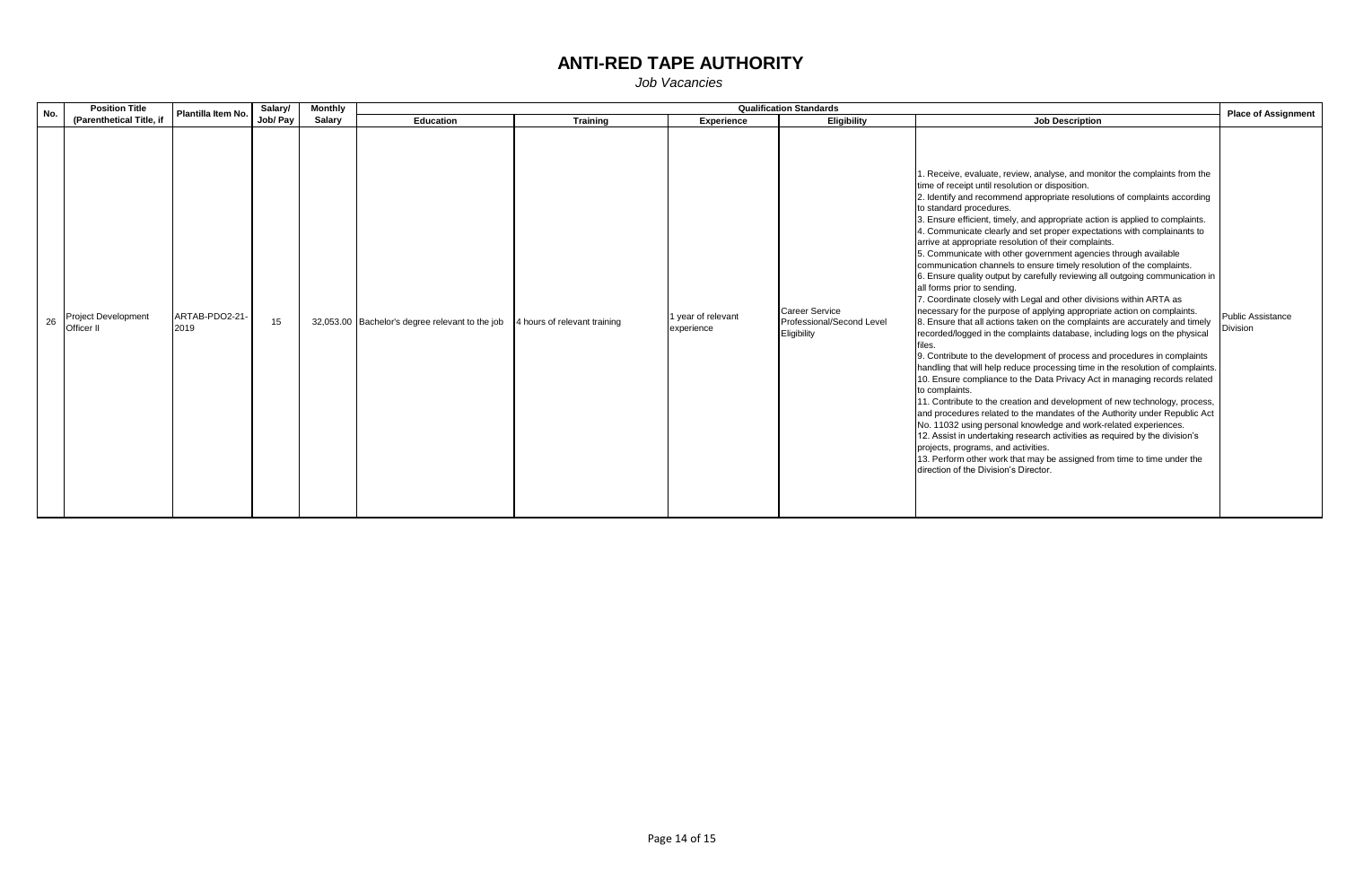# ANTI-RED TAPE AUTHORITY

*Job Vacancies*

| No. | Position Title (Parenthetical Title, if | Plantilla Item No. | Salary/ Job/ Pay | Monthly Salary | Qualification Standards | | | | | Place of Assignment |
|---|---|---|---|---|---|---|---|---|---|---|
| | | | | | Education | Training | Experience | Eligibility | Job Description | |
| 26 | Project Development Officer II | ARTAB-PDO2-21-2019 | 15 | 32,053.00 | Bachelor's degree relevant to the job | 4 hours of relevant training | 1 year of relevant experience | Career Service Professional/Second Level Eligibility | 1. Receive, evaluate, review, analyse, and monitor the complaints from the time of receipt until resolution or disposition.<br>2. Identify and recommend appropriate resolutions of complaints according to standard procedures.<br>3. Ensure efficient, timely, and appropriate action is applied to complaints.<br>4. Communicate clearly and set proper expectations with complainants to arrive at appropriate resolution of their complaints.<br>5. Communicate with other government agencies through available communication channels to ensure timely resolution of the complaints.<br>6. Ensure quality output by carefully reviewing all outgoing communication in all forms prior to sending.<br>7. Coordinate closely with Legal and other divisions within ARTA as necessary for the purpose of applying appropriate action on complaints.<br>8. Ensure that all actions taken on the complaints are accurately and timely recorded/logged in the complaints database, including logs on the physical files.<br>9. Contribute to the development of process and procedures in complaints handling that will help reduce processing time in the resolution of complaints.<br>10. Ensure compliance to the Data Privacy Act in managing records related to complaints.<br>11. Contribute to the creation and development of new technology, process, and procedures related to the mandates of the Authority under Republic Act No. 11032 using personal knowledge and work-related experiences.<br>12. Assist in undertaking research activities as required by the division's projects, programs, and activities.<br>13. Perform other work that may be assigned from time to time under the direction of the Division's Director. | Public Assistance Division |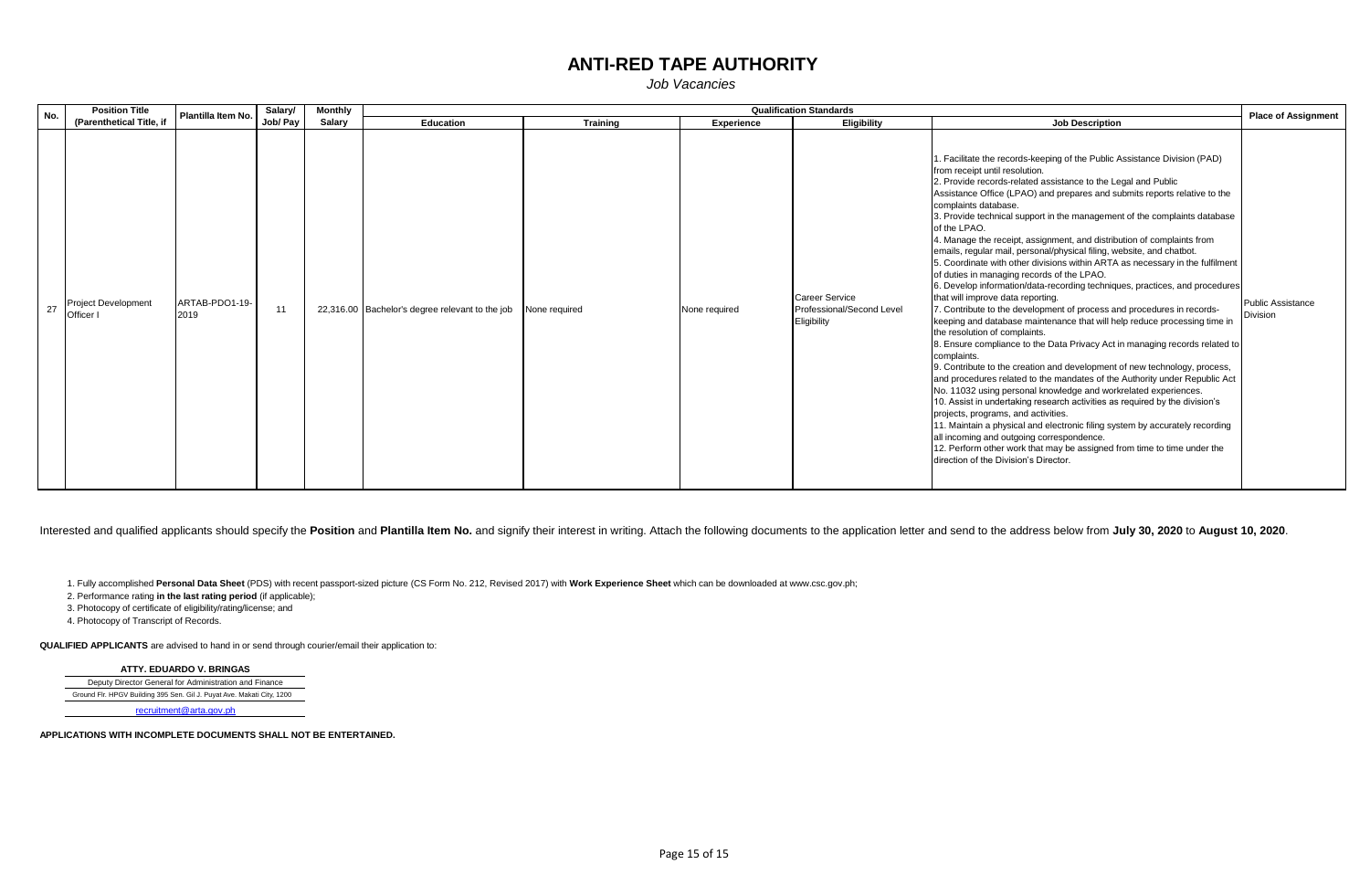# ANTI-RED TAPE AUTHORITY

*Job Vacancies*

| No. | Position Title (Parenthetical Title, if | Plantilla Item No. | Salary/ Job/ Pay | Monthly Salary | Qualification Standards | | | | | Place of Assignment |
|---|---|---|---|---|---|---|---|---|---|---|
| | | | | | Education | Training | Experience | Eligibility | Job Description | |
| 27 | Project Development Officer I | ARTAB-PDO1-19-2019 | 11 | 22,316.00 | Bachelor's degree relevant to the job | None required | None required | Career Service Professional/Second Level Eligibility | 1. Facilitate the records-keeping of the Public Assistance Division (PAD) from receipt until resolution.<br>2. Provide records-related assistance to the Legal and Public Assistance Office (LPAO) and prepares and submits reports relative to the complaints database.<br>3. Provide technical support in the management of the complaints database of the LPAO.<br>4. Manage the receipt, assignment, and distribution of complaints from emails, regular mail, personal/physical filing, website, and chatbot.<br>5. Coordinate with other divisions within ARTA as necessary in the fulfilment of duties in managing records of the LPAO.<br>6. Develop information/data-recording techniques, practices, and procedures that will improve data reporting.<br>7. Contribute to the development of process and procedures in records-keeping and database maintenance that will help reduce processing time in the resolution of complaints.<br>8. Ensure compliance to the Data Privacy Act in managing records related to complaints.<br>9. Contribute to the creation and development of new technology, process, and procedures related to the mandates of the Authority under Republic Act No. 11032 using personal knowledge and workrelated experiences.<br>10. Assist in undertaking research activities as required by the division's projects, programs, and activities.<br>11. Maintain a physical and electronic filing system by accurately recording all incoming and outgoing correspondence.<br>12. Perform other work that may be assigned from time to time under the direction of the Division's Director. | Public Assistance Division |

Interested and qualified applicants should specify the **Position** and **Plantilla Item No.** and signify their interest in writing. Attach the following documents to the application letter and send to the address below from **July 30, 2020** to **August 10, 2020**.

1. Fully accomplished **Personal Data Sheet** (PDS) with recent passport-sized picture (CS Form No. 212, Revised 2017) with **Work Experience Sheet** which can be downloaded at www.csc.gov.ph;
2. Performance rating **in the last rating period** (if applicable);
3. Photocopy of certificate of eligibility/rating/license; and
4. Photocopy of Transcript of Records.

**QUALIFIED APPLICANTS** are advised to hand in or send through courier/email their application to:

**ATTY. EDUARDO V. BRINGAS**
Deputy Director General for Administration and Finance
Ground Flr. HPGV Building 395 Sen. Gil J. Puyat Ave. Makati City, 1200
recruitment@arta.gov.ph

**APPLICATIONS WITH INCOMPLETE DOCUMENTS SHALL NOT BE ENTERTAINED.**